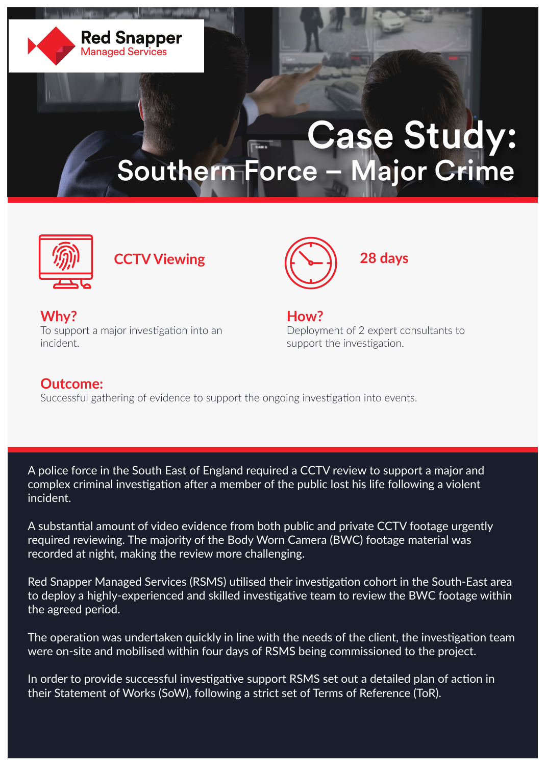Red Snapper
Managed Services

# Case Study: Southern Force – Major Crime

**CCTV Viewing**

**28 days**

## Why?

To support a major investigation into an incident.

## How?

Deployment of 2 expert consultants to support the investigation.

## Outcome:

Successful gathering of evidence to support the ongoing investigation into events.

A police force in the South East of England required a CCTV review to support a major and complex criminal investigation after a member of the public lost his life following a violent incident.

A substantial amount of video evidence from both public and private CCTV footage urgently required reviewing. The majority of the Body Worn Camera (BWC) footage material was recorded at night, making the review more challenging.

Red Snapper Managed Services (RSMS) utilised their investigation cohort in the South-East area to deploy a highly-experienced and skilled investigative team to review the BWC footage within the agreed period.

The operation was undertaken quickly in line with the needs of the client, the investigation team were on-site and mobilised within four days of RSMS being commissioned to the project.

In order to provide successful investigative support RSMS set out a detailed plan of action in their Statement of Works (SoW), following a strict set of Terms of Reference (ToR).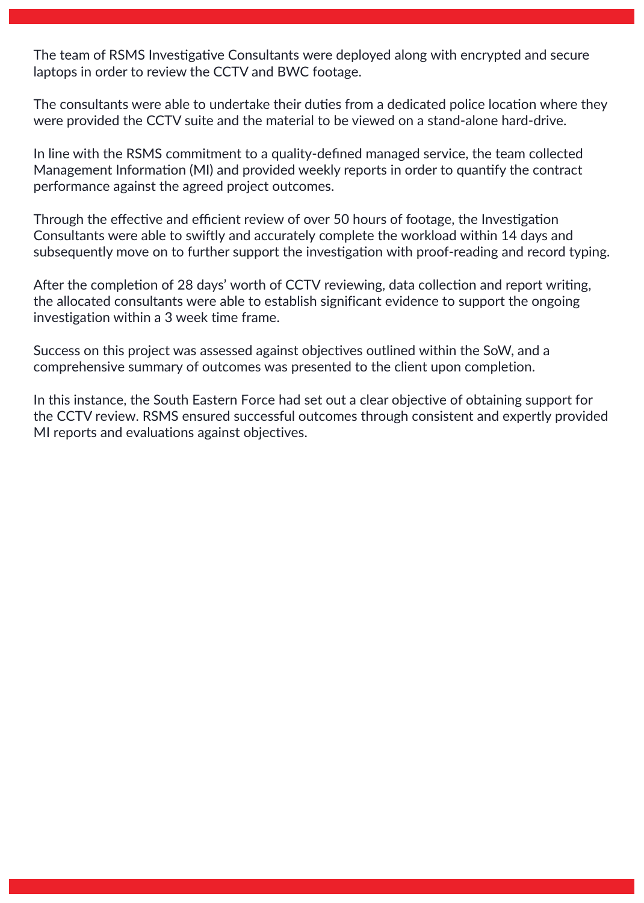The team of RSMS Investigative Consultants were deployed along with encrypted and secure laptops in order to review the CCTV and BWC footage.

The consultants were able to undertake their duties from a dedicated police location where they were provided the CCTV suite and the material to be viewed on a stand-alone hard-drive.

In line with the RSMS commitment to a quality-defined managed service, the team collected Management Information (MI) and provided weekly reports in order to quantify the contract performance against the agreed project outcomes.

Through the effective and efficient review of over 50 hours of footage, the Investigation Consultants were able to swiftly and accurately complete the workload within 14 days and subsequently move on to further support the investigation with proof-reading and record typing.

After the completion of 28 days' worth of CCTV reviewing, data collection and report writing, the allocated consultants were able to establish significant evidence to support the ongoing investigation within a 3 week time frame.

Success on this project was assessed against objectives outlined within the SoW, and a comprehensive summary of outcomes was presented to the client upon completion.

In this instance, the South Eastern Force had set out a clear objective of obtaining support for the CCTV review. RSMS ensured successful outcomes through consistent and expertly provided MI reports and evaluations against objectives.